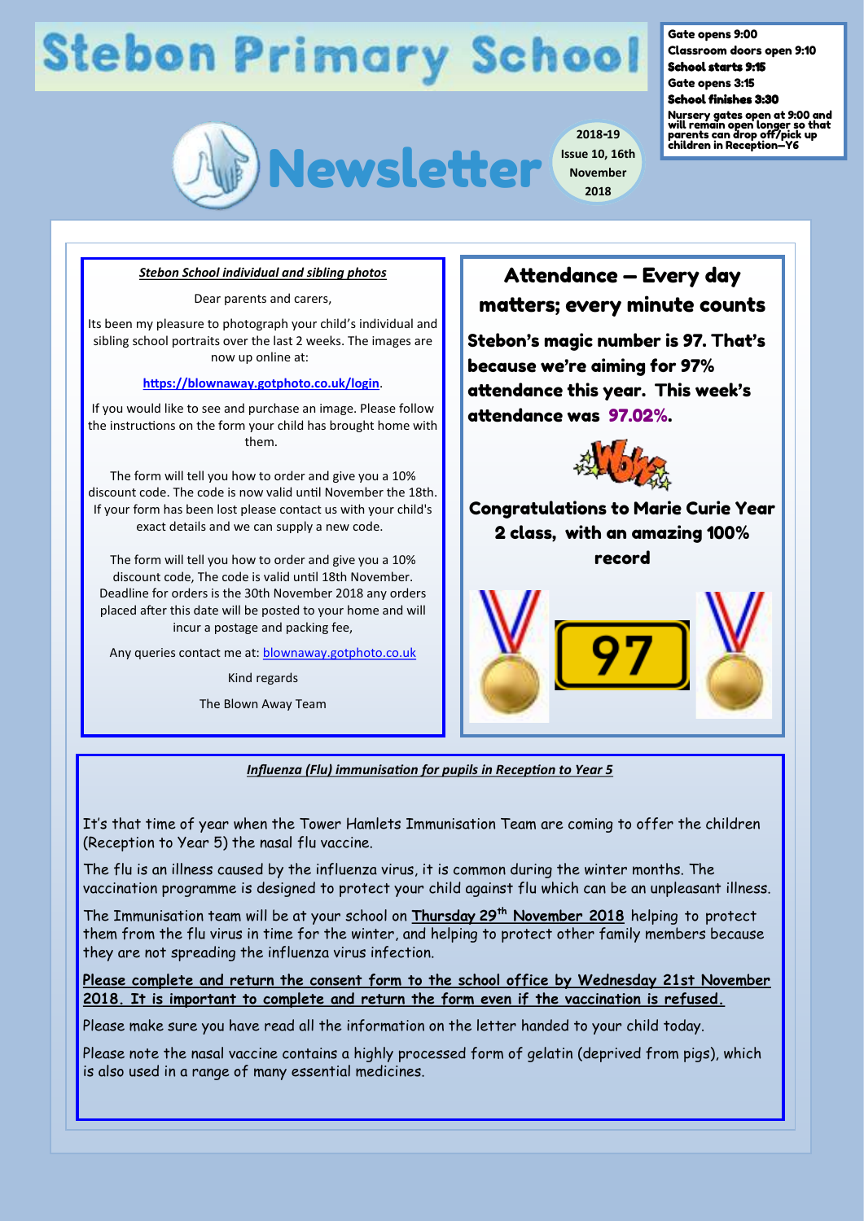# Stebon Primary School

## Newsletter

2018-19 Issue 10, 16th November 2018

**Gate opens 9:00**
**Classroom doors open 9:10**
**School starts 9:15**
**Gate opens 3:15**
**School finishes 3:30**
**Nursery gates open at 9:00 and will remain open longer so that parents can drop off/pick up children in Reception—Y6**

### *Stebon School individual and sibling photos*

Dear parents and carers,

Its been my pleasure to photograph your child's individual and sibling school portraits over the last 2 weeks. The images are now up online at:

**https://blownaway.gotphoto.co.uk/login**.

If you would like to see and purchase an image. Please follow the instructions on the form your child has brought home with them.

The form will tell you how to order and give you a 10% discount code. The code is now valid until November the 18th. If your form has been lost please contact us with your child's exact details and we can supply a new code.

The form will tell you how to order and give you a 10% discount code, The code is valid until 18th November. Deadline for orders is the 30th November 2018 any orders placed after this date will be posted to your home and will incur a postage and packing fee,

Any queries contact me at: blownaway.gotphoto.co.uk

Kind regards

The Blown Away Team

### Attendance – Every day matters; every minute counts

**Stebon's magic number is 97. That's because we're aiming for 97% attendance this year. This week's attendance was 97.02%.**

**Congratulations to Marie Curie Year 2 class, with an amazing 100% record**

### *Influenza (Flu) immunisation for pupils in Reception to Year 5*

It's that time of year when the Tower Hamlets Immunisation Team are coming to offer the children (Reception to Year 5) the nasal flu vaccine.

The flu is an illness caused by the influenza virus, it is common during the winter months. The vaccination programme is designed to protect your child against flu which can be an unpleasant illness.

The Immunisation team will be at your school on **Thursday 29th November 2018** helping to protect them from the flu virus in time for the winter, and helping to protect other family members because they are not spreading the influenza virus infection.

**Please complete and return the consent form to the school office by Wednesday 21st November 2018. It is important to complete and return the form even if the vaccination is refused.**

Please make sure you have read all the information on the letter handed to your child today.

Please note the nasal vaccine contains a highly processed form of gelatin (deprived from pigs), which is also used in a range of many essential medicines.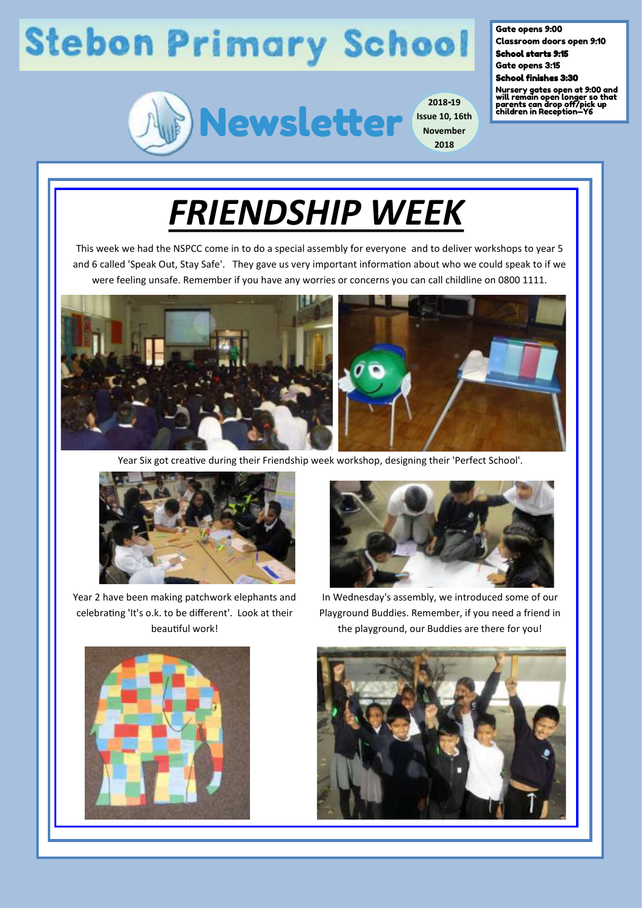# Stebon Primary School

Gate opens 9:00
Classroom doors open 9:10
School starts 9:15
Gate opens 3:15
School finishes 3:30
Nursery gates open at 9:00 and will remain open longer so that parents can drop off/pick up children in Reception—Y6

## Newsletter

2018-19
Issue 10, 16th November 2018

# *FRIENDSHIP WEEK*

This week we had the NSPCC come in to do a special assembly for everyone and to deliver workshops to year 5 and 6 called 'Speak Out, Stay Safe'. They gave us very important information about who we could speak to if we were feeling unsafe. Remember if you have any worries or concerns you can call childline on 0800 1111.

Year Six got creative during their Friendship week workshop, designing their 'Perfect School'.

Year 2 have been making patchwork elephants and celebrating 'It's o.k. to be different'. Look at their beautiful work!

In Wednesday's assembly, we introduced some of our Playground Buddies. Remember, if you need a friend in the playground, our Buddies are there for you!